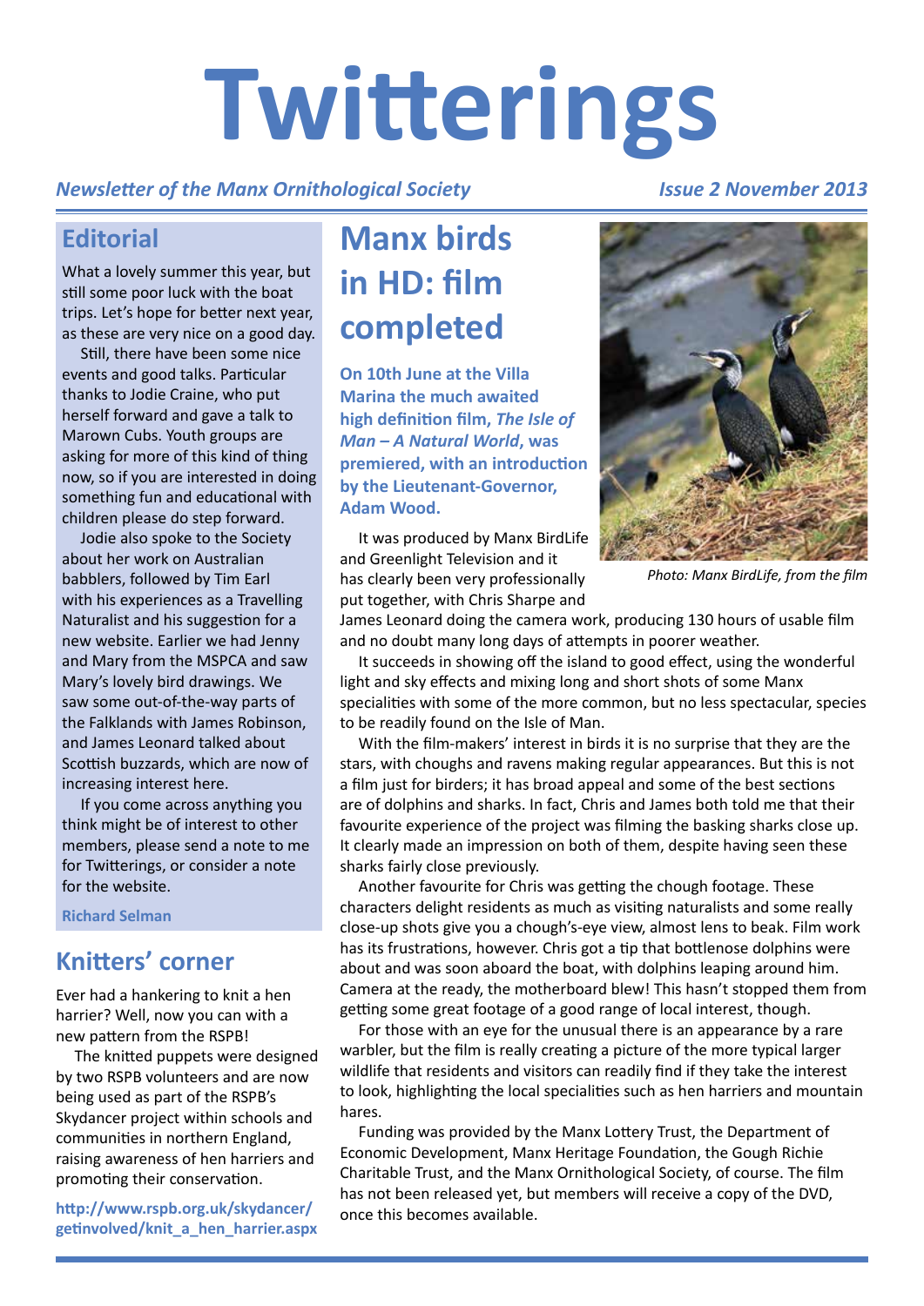# Twitterings

*Newsletter of the Manx Ornithological Society* *Issue 2 November 2013*

## Editorial

What a lovely summer this year, but still some poor luck with the boat trips. Let's hope for better next year, as these are very nice on a good day.

Still, there have been some nice events and good talks. Particular thanks to Jodie Craine, who put herself forward and gave a talk to Marown Cubs. Youth groups are asking for more of this kind of thing now, so if you are interested in doing something fun and educational with children please do step forward.

Jodie also spoke to the Society about her work on Australian babblers, followed by Tim Earl with his experiences as a Travelling Naturalist and his suggestion for a new website. Earlier we had Jenny and Mary from the MSPCA and saw Mary's lovely bird drawings. We saw some out-of-the-way parts of the Falklands with James Robinson, and James Leonard talked about Scottish buzzards, which are now of increasing interest here.

If you come across anything you think might be of interest to other members, please send a note to me for Twitterings, or consider a note for the website.

**Richard Selman**

## Knitters' corner

Ever had a hankering to knit a hen harrier? Well, now you can with a new pattern from the RSPB!

The knitted puppets were designed by two RSPB volunteers and are now being used as part of the RSPB's Skydancer project within schools and communities in northern England, raising awareness of hen harriers and promoting their conservation.

**http://www.rspb.org.uk/skydancer/getinvolved/knit_a_hen_harrier.aspx**

## Manx birds in HD: film completed

**On 10th June at the Villa Marina the much awaited high definition film, *The Isle of Man – A Natural World*, was premiered, with an introduction by the Lieutenant-Governor, Adam Wood.**

It was produced by Manx BirdLife and Greenlight Television and it has clearly been very professionally put together, with Chris Sharpe and James Leonard doing the camera work, producing 130 hours of usable film and no doubt many long days of attempts in poorer weather.

*Photo: Manx BirdLife, from the film*

It succeeds in showing off the island to good effect, using the wonderful light and sky effects and mixing long and short shots of some Manx specialities with some of the more common, but no less spectacular, species to be readily found on the Isle of Man.

With the film-makers' interest in birds it is no surprise that they are the stars, with choughs and ravens making regular appearances. But this is not a film just for birders; it has broad appeal and some of the best sections are of dolphins and sharks. In fact, Chris and James both told me that their favourite experience of the project was filming the basking sharks close up. It clearly made an impression on both of them, despite having seen these sharks fairly close previously.

Another favourite for Chris was getting the chough footage. These characters delight residents as much as visiting naturalists and some really close-up shots give you a chough's-eye view, almost lens to beak. Film work has its frustrations, however. Chris got a tip that bottlenose dolphins were about and was soon aboard the boat, with dolphins leaping around him. Camera at the ready, the motherboard blew! This hasn't stopped them from getting some great footage of a good range of local interest, though.

For those with an eye for the unusual there is an appearance by a rare warbler, but the film is really creating a picture of the more typical larger wildlife that residents and visitors can readily find if they take the interest to look, highlighting the local specialities such as hen harriers and mountain hares.

Funding was provided by the Manx Lottery Trust, the Department of Economic Development, Manx Heritage Foundation, the Gough Richie Charitable Trust, and the Manx Ornithological Society, of course. The film has not been released yet, but members will receive a copy of the DVD, once this becomes available.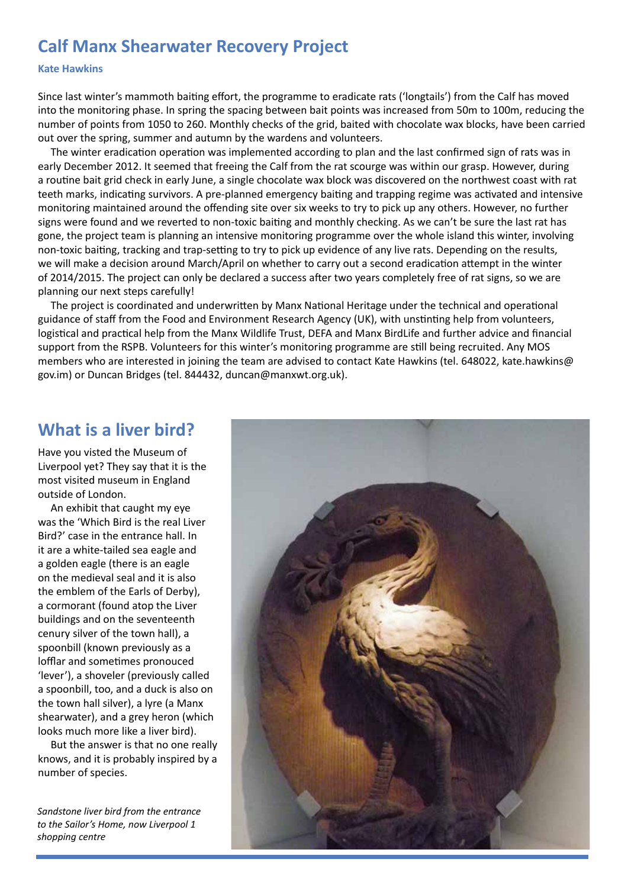## Calf Manx Shearwater Recovery Project

**Kate Hawkins**

Since last winter's mammoth baiting effort, the programme to eradicate rats ('longtails') from the Calf has moved into the monitoring phase. In spring the spacing between bait points was increased from 50m to 100m, reducing the number of points from 1050 to 260. Monthly checks of the grid, baited with chocolate wax blocks, have been carried out over the spring, summer and autumn by the wardens and volunteers.

The winter eradication operation was implemented according to plan and the last confirmed sign of rats was in early December 2012. It seemed that freeing the Calf from the rat scourge was within our grasp. However, during a routine bait grid check in early June, a single chocolate wax block was discovered on the northwest coast with rat teeth marks, indicating survivors. A pre-planned emergency baiting and trapping regime was activated and intensive monitoring maintained around the offending site over six weeks to try to pick up any others. However, no further signs were found and we reverted to non-toxic baiting and monthly checking. As we can't be sure the last rat has gone, the project team is planning an intensive monitoring programme over the whole island this winter, involving non-toxic baiting, tracking and trap-setting to try to pick up evidence of any live rats. Depending on the results, we will make a decision around March/April on whether to carry out a second eradication attempt in the winter of 2014/2015. The project can only be declared a success after two years completely free of rat signs, so we are planning our next steps carefully!

The project is coordinated and underwritten by Manx National Heritage under the technical and operational guidance of staff from the Food and Environment Research Agency (UK), with unstinting help from volunteers, logistical and practical help from the Manx Wildlife Trust, DEFA and Manx BirdLife and further advice and financial support from the RSPB. Volunteers for this winter's monitoring programme are still being recruited. Any MOS members who are interested in joining the team are advised to contact Kate Hawkins (tel. 648022, kate.hawkins@gov.im) or Duncan Bridges (tel. 844432, duncan@manxwt.org.uk).

## What is a liver bird?

Have you visted the Museum of Liverpool yet? They say that it is the most visited museum in England outside of London.

An exhibit that caught my eye was the 'Which Bird is the real Liver Bird?' case in the entrance hall. In it are a white-tailed sea eagle and a golden eagle (there is an eagle on the medieval seal and it is also the emblem of the Earls of Derby), a cormorant (found atop the Liver buildings and on the seventeenth cenury silver of the town hall), a spoonbill (known previously as a lofflar and sometimes pronouced 'lever'), a shoveler (previously called a spoonbill, too, and a duck is also on the town hall silver), a lyre (a Manx shearwater), and a grey heron (which looks much more like a liver bird).

But the answer is that no one really knows, and it is probably inspired by a number of species.

*Sandstone liver bird from the entrance to the Sailor's Home, now Liverpool 1 shopping centre*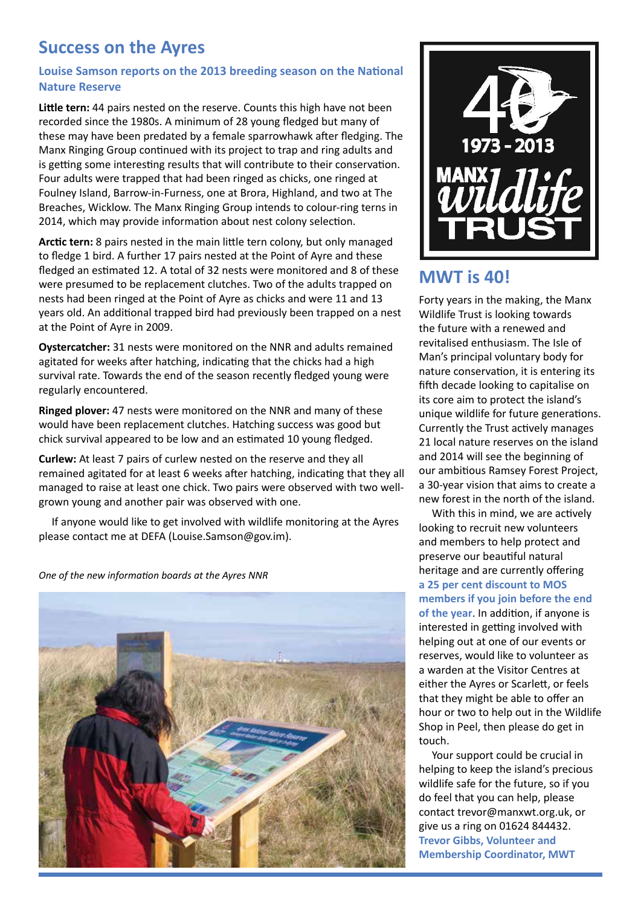## Success on the Ayres

### Louise Samson reports on the 2013 breeding season on the National Nature Reserve

**Little tern:** 44 pairs nested on the reserve. Counts this high have not been recorded since the 1980s. A minimum of 28 young fledged but many of these may have been predated by a female sparrowhawk after fledging. The Manx Ringing Group continued with its project to trap and ring adults and is getting some interesting results that will contribute to their conservation. Four adults were trapped that had been ringed as chicks, one ringed at Foulney Island, Barrow-in-Furness, one at Brora, Highland, and two at The Breaches, Wicklow. The Manx Ringing Group intends to colour-ring terns in 2014, which may provide information about nest colony selection.

**Arctic tern:** 8 pairs nested in the main little tern colony, but only managed to fledge 1 bird. A further 17 pairs nested at the Point of Ayre and these fledged an estimated 12. A total of 32 nests were monitored and 8 of these were presumed to be replacement clutches. Two of the adults trapped on nests had been ringed at the Point of Ayre as chicks and were 11 and 13 years old. An additional trapped bird had previously been trapped on a nest at the Point of Ayre in 2009.

**Oystercatcher:** 31 nests were monitored on the NNR and adults remained agitated for weeks after hatching, indicating that the chicks had a high survival rate. Towards the end of the season recently fledged young were regularly encountered.

**Ringed plover:** 47 nests were monitored on the NNR and many of these would have been replacement clutches. Hatching success was good but chick survival appeared to be low and an estimated 10 young fledged.

**Curlew:** At least 7 pairs of curlew nested on the reserve and they all remained agitated for at least 6 weeks after hatching, indicating that they all managed to raise at least one chick. Two pairs were observed with two well-grown young and another pair was observed with one.

If anyone would like to get involved with wildlife monitoring at the Ayres please contact me at DEFA (Louise.Samson@gov.im).

*One of the new information boards at the Ayres NNR*

## MWT is 40!

Forty years in the making, the Manx Wildlife Trust is looking towards the future with a renewed and revitalised enthusiasm. The Isle of Man's principal voluntary body for nature conservation, it is entering its fifth decade looking to capitalise on its core aim to protect the island's unique wildlife for future generations. Currently the Trust actively manages 21 local nature reserves on the island and 2014 will see the beginning of our ambitious Ramsey Forest Project, a 30-year vision that aims to create a new forest in the north of the island.

With this in mind, we are actively looking to recruit new volunteers and members to help protect and preserve our beautiful natural heritage and are currently offering **a 25 per cent discount to MOS members if you join before the end of the year**. In addition, if anyone is interested in getting involved with helping out at one of our events or reserves, would like to volunteer as a warden at the Visitor Centres at either the Ayres or Scarlett, or feels that they might be able to offer an hour or two to help out in the Wildlife Shop in Peel, then please do get in touch.

Your support could be crucial in helping to keep the island's precious wildlife safe for the future, so if you do feel that you can help, please contact trevor@manxwt.org.uk, or give us a ring on 01624 844432.

**Trevor Gibbs, Volunteer and Membership Coordinator, MWT**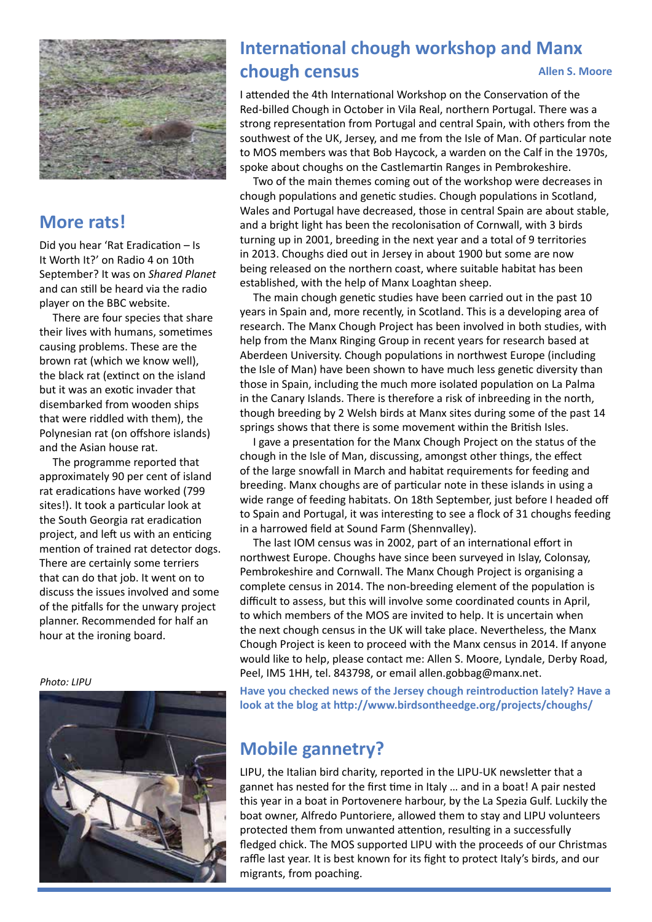## More rats!

Did you hear 'Rat Eradication – Is It Worth It?' on Radio 4 on 10th September? It was on *Shared Planet* and can still be heard via the radio player on the BBC website.

There are four species that share their lives with humans, sometimes causing problems. These are the brown rat (which we know well), the black rat (extinct on the island but it was an exotic invader that disembarked from wooden ships that were riddled with them), the Polynesian rat (on offshore islands) and the Asian house rat.

The programme reported that approximately 90 per cent of island rat eradications have worked (799 sites!). It took a particular look at the South Georgia rat eradication project, and left us with an enticing mention of trained rat detector dogs. There are certainly some terriers that can do that job. It went on to discuss the issues involved and some of the pitfalls for the unwary project planner. Recommended for half an hour at the ironing board.

*Photo: LIPU*

## International chough workshop and Manx chough census

**Allen S. Moore**

I attended the 4th International Workshop on the Conservation of the Red-billed Chough in October in Vila Real, northern Portugal. There was a strong representation from Portugal and central Spain, with others from the southwest of the UK, Jersey, and me from the Isle of Man. Of particular note to MOS members was that Bob Haycock, a warden on the Calf in the 1970s, spoke about choughs on the Castlemartin Ranges in Pembrokeshire.

Two of the main themes coming out of the workshop were decreases in chough populations and genetic studies. Chough populations in Scotland, Wales and Portugal have decreased, those in central Spain are about stable, and a bright light has been the recolonisation of Cornwall, with 3 birds turning up in 2001, breeding in the next year and a total of 9 territories in 2013. Choughs died out in Jersey in about 1900 but some are now being released on the northern coast, where suitable habitat has been established, with the help of Manx Loaghtan sheep.

The main chough genetic studies have been carried out in the past 10 years in Spain and, more recently, in Scotland. This is a developing area of research. The Manx Chough Project has been involved in both studies, with help from the Manx Ringing Group in recent years for research based at Aberdeen University. Chough populations in northwest Europe (including the Isle of Man) have been shown to have much less genetic diversity than those in Spain, including the much more isolated population on La Palma in the Canary Islands. There is therefore a risk of inbreeding in the north, though breeding by 2 Welsh birds at Manx sites during some of the past 14 springs shows that there is some movement within the British Isles.

I gave a presentation for the Manx Chough Project on the status of the chough in the Isle of Man, discussing, amongst other things, the effect of the large snowfall in March and habitat requirements for feeding and breeding. Manx choughs are of particular note in these islands in using a wide range of feeding habitats. On 18th September, just before I headed off to Spain and Portugal, it was interesting to see a flock of 31 choughs feeding in a harrowed field at Sound Farm (Shennvalley).

The last IOM census was in 2002, part of an international effort in northwest Europe. Choughs have since been surveyed in Islay, Colonsay, Pembrokeshire and Cornwall. The Manx Chough Project is organising a complete census in 2014. The non-breeding element of the population is difficult to assess, but this will involve some coordinated counts in April, to which members of the MOS are invited to help. It is uncertain when the next chough census in the UK will take place. Nevertheless, the Manx Chough Project is keen to proceed with the Manx census in 2014. If anyone would like to help, please contact me: Allen S. Moore, Lyndale, Derby Road, Peel, IM5 1HH, tel. 843798, or email allen.gobbag@manx.net.

**Have you checked news of the Jersey chough reintroduction lately? Have a look at the blog at http://www.birdsontheedge.org/projects/choughs/**

## Mobile gannetry?

LIPU, the Italian bird charity, reported in the LIPU-UK newsletter that a gannet has nested for the first time in Italy … and in a boat! A pair nested this year in a boat in Portovenere harbour, by the La Spezia Gulf. Luckily the boat owner, Alfredo Puntoriere, allowed them to stay and LIPU volunteers protected them from unwanted attention, resulting in a successfully fledged chick. The MOS supported LIPU with the proceeds of our Christmas raffle last year. It is best known for its fight to protect Italy's birds, and our migrants, from poaching.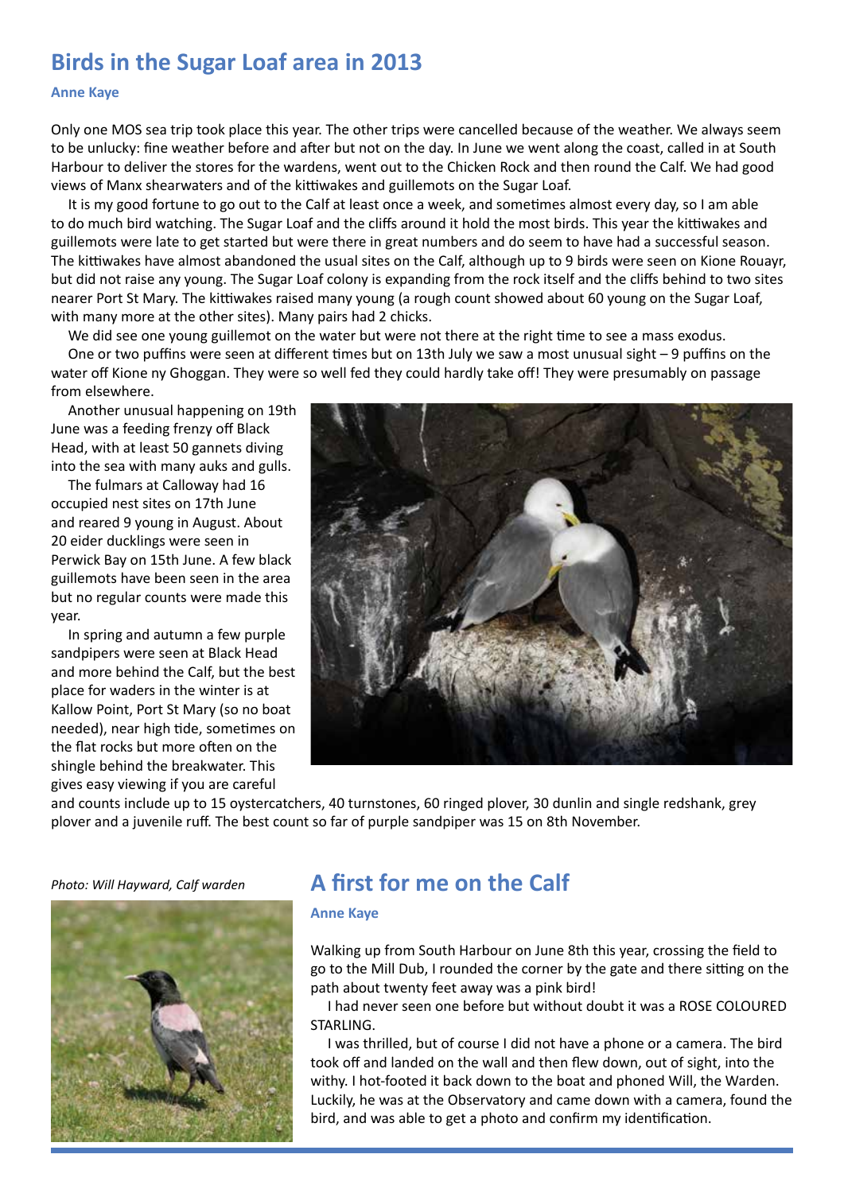## Birds in the Sugar Loaf area in 2013

**Anne Kaye**

Only one MOS sea trip took place this year. The other trips were cancelled because of the weather. We always seem to be unlucky: fine weather before and after but not on the day. In June we went along the coast, called in at South Harbour to deliver the stores for the wardens, went out to the Chicken Rock and then round the Calf. We had good views of Manx shearwaters and of the kittiwakes and guillemots on the Sugar Loaf.

It is my good fortune to go out to the Calf at least once a week, and sometimes almost every day, so I am able to do much bird watching. The Sugar Loaf and the cliffs around it hold the most birds. This year the kittiwakes and guillemots were late to get started but were there in great numbers and do seem to have had a successful season. The kittiwakes have almost abandoned the usual sites on the Calf, although up to 9 birds were seen on Kione Rouayr, but did not raise any young. The Sugar Loaf colony is expanding from the rock itself and the cliffs behind to two sites nearer Port St Mary. The kittiwakes raised many young (a rough count showed about 60 young on the Sugar Loaf, with many more at the other sites). Many pairs had 2 chicks.

We did see one young guillemot on the water but were not there at the right time to see a mass exodus.

One or two puffins were seen at different times but on 13th July we saw a most unusual sight – 9 puffins on the water off Kione ny Ghoggan. They were so well fed they could hardly take off! They were presumably on passage from elsewhere.

Another unusual happening on 19th June was a feeding frenzy off Black Head, with at least 50 gannets diving into the sea with many auks and gulls.

The fulmars at Calloway had 16 occupied nest sites on 17th June and reared 9 young in August. About 20 eider ducklings were seen in Perwick Bay on 15th June. A few black guillemots have been seen in the area but no regular counts were made this year.

In spring and autumn a few purple sandpipers were seen at Black Head and more behind the Calf, but the best place for waders in the winter is at Kallow Point, Port St Mary (so no boat needed), near high tide, sometimes on the flat rocks but more often on the shingle behind the breakwater. This gives easy viewing if you are careful and counts include up to 15 oystercatchers, 40 turnstones, 60 ringed plover, 30 dunlin and single redshank, grey plover and a juvenile ruff. The best count so far of purple sandpiper was 15 on 8th November.

*Photo: Will Hayward, Calf warden*

## A first for me on the Calf

**Anne Kaye**

Walking up from South Harbour on June 8th this year, crossing the field to go to the Mill Dub, I rounded the corner by the gate and there sitting on the path about twenty feet away was a pink bird!

I had never seen one before but without doubt it was a ROSE COLOURED STARLING.

I was thrilled, but of course I did not have a phone or a camera. The bird took off and landed on the wall and then flew down, out of sight, into the withy. I hot-footed it back down to the boat and phoned Will, the Warden. Luckily, he was at the Observatory and came down with a camera, found the bird, and was able to get a photo and confirm my identification.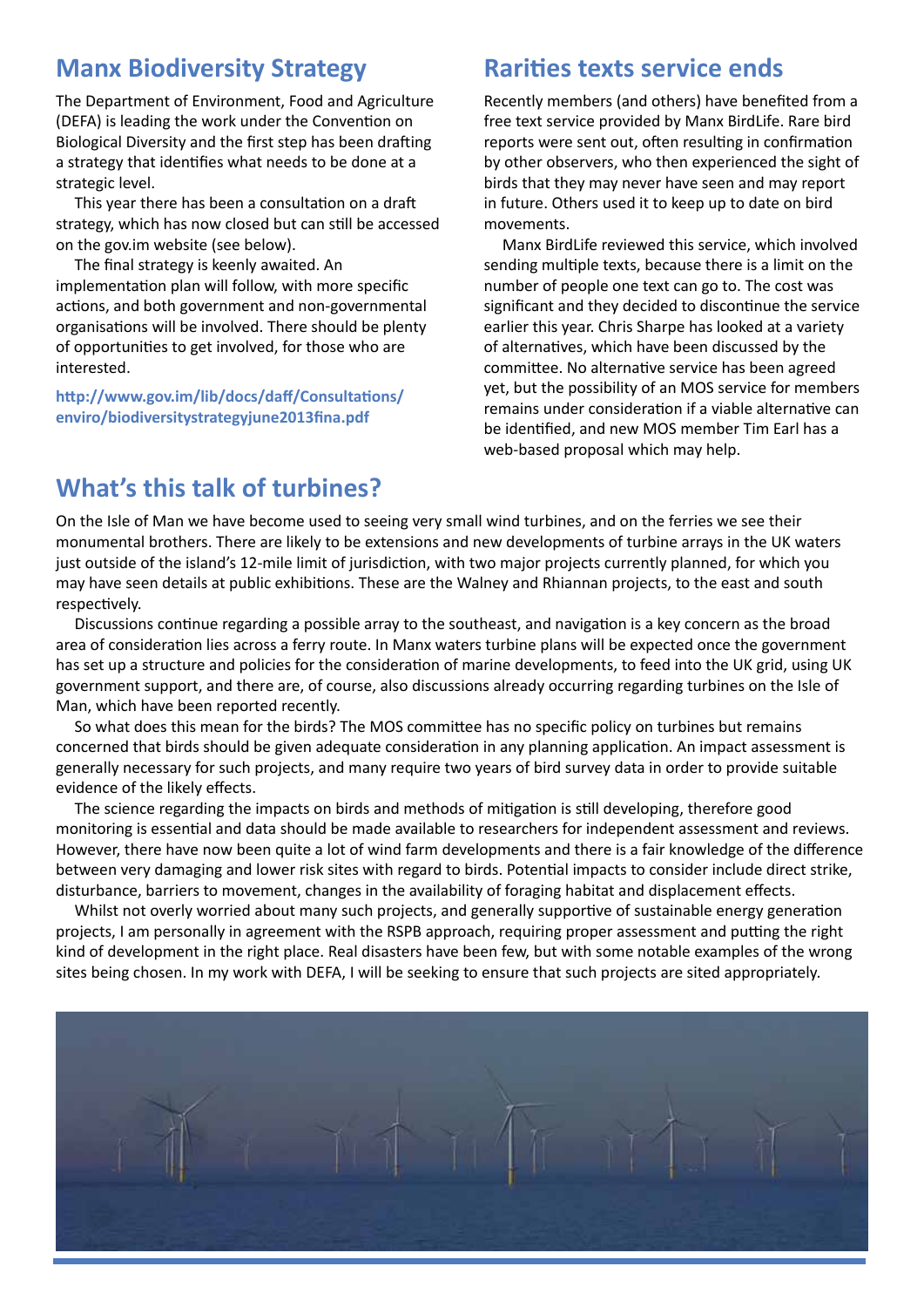## Manx Biodiversity Strategy

The Department of Environment, Food and Agriculture (DEFA) is leading the work under the Convention on Biological Diversity and the first step has been drafting a strategy that identifies what needs to be done at a strategic level.

This year there has been a consultation on a draft strategy, which has now closed but can still be accessed on the gov.im website (see below).

The final strategy is keenly awaited. An implementation plan will follow, with more specific actions, and both government and non-governmental organisations will be involved. There should be plenty of opportunities to get involved, for those who are interested.

**http://www.gov.im/lib/docs/daff/Consultations/enviro/biodiversitystrategyjune2013fina.pdf**

## Rarities texts service ends

Recently members (and others) have benefited from a free text service provided by Manx BirdLife. Rare bird reports were sent out, often resulting in confirmation by other observers, who then experienced the sight of birds that they may never have seen and may report in future. Others used it to keep up to date on bird movements.

Manx BirdLife reviewed this service, which involved sending multiple texts, because there is a limit on the number of people one text can go to. The cost was significant and they decided to discontinue the service earlier this year. Chris Sharpe has looked at a variety of alternatives, which have been discussed by the committee. No alternative service has been agreed yet, but the possibility of an MOS service for members remains under consideration if a viable alternative can be identified, and new MOS member Tim Earl has a web-based proposal which may help.

## What's this talk of turbines?

On the Isle of Man we have become used to seeing very small wind turbines, and on the ferries we see their monumental brothers. There are likely to be extensions and new developments of turbine arrays in the UK waters just outside of the island's 12-mile limit of jurisdiction, with two major projects currently planned, for which you may have seen details at public exhibitions. These are the Walney and Rhiannan projects, to the east and south respectively.

Discussions continue regarding a possible array to the southeast, and navigation is a key concern as the broad area of consideration lies across a ferry route. In Manx waters turbine plans will be expected once the government has set up a structure and policies for the consideration of marine developments, to feed into the UK grid, using UK government support, and there are, of course, also discussions already occurring regarding turbines on the Isle of Man, which have been reported recently.

So what does this mean for the birds? The MOS committee has no specific policy on turbines but remains concerned that birds should be given adequate consideration in any planning application. An impact assessment is generally necessary for such projects, and many require two years of bird survey data in order to provide suitable evidence of the likely effects.

The science regarding the impacts on birds and methods of mitigation is still developing, therefore good monitoring is essential and data should be made available to researchers for independent assessment and reviews. However, there have now been quite a lot of wind farm developments and there is a fair knowledge of the difference between very damaging and lower risk sites with regard to birds. Potential impacts to consider include direct strike, disturbance, barriers to movement, changes in the availability of foraging habitat and displacement effects.

Whilst not overly worried about many such projects, and generally supportive of sustainable energy generation projects, I am personally in agreement with the RSPB approach, requiring proper assessment and putting the right kind of development in the right place. Real disasters have been few, but with some notable examples of the wrong sites being chosen. In my work with DEFA, I will be seeking to ensure that such projects are sited appropriately.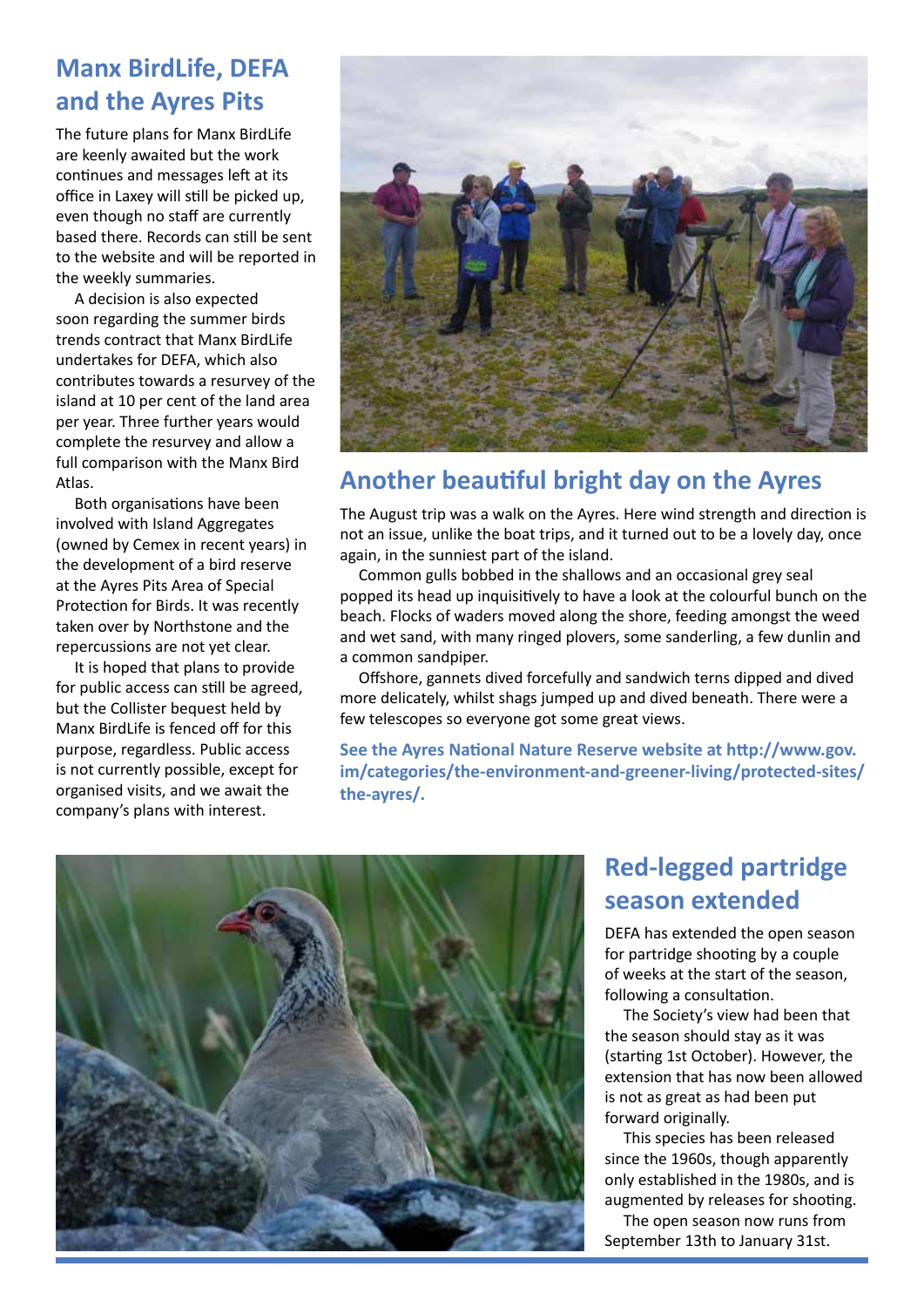## Manx BirdLife, DEFA and the Ayres Pits

The future plans for Manx BirdLife are keenly awaited but the work continues and messages left at its office in Laxey will still be picked up, even though no staff are currently based there. Records can still be sent to the website and will be reported in the weekly summaries.

A decision is also expected soon regarding the summer birds trends contract that Manx BirdLife undertakes for DEFA, which also contributes towards a resurvey of the island at 10 per cent of the land area per year. Three further years would complete the resurvey and allow a full comparison with the Manx Bird Atlas.

Both organisations have been involved with Island Aggregates (owned by Cemex in recent years) in the development of a bird reserve at the Ayres Pits Area of Special Protection for Birds. It was recently taken over by Northstone and the repercussions are not yet clear.

It is hoped that plans to provide for public access can still be agreed, but the Collister bequest held by Manx BirdLife is fenced off for this purpose, regardless. Public access is not currently possible, except for organised visits, and we await the company's plans with interest.

## Another beautiful bright day on the Ayres

The August trip was a walk on the Ayres. Here wind strength and direction is not an issue, unlike the boat trips, and it turned out to be a lovely day, once again, in the sunniest part of the island.

Common gulls bobbed in the shallows and an occasional grey seal popped its head up inquisitively to have a look at the colourful bunch on the beach. Flocks of waders moved along the shore, feeding amongst the weed and wet sand, with many ringed plovers, some sanderling, a few dunlin and a common sandpiper.

Offshore, gannets dived forcefully and sandwich terns dipped and dived more delicately, whilst shags jumped up and dived beneath. There were a few telescopes so everyone got some great views.

**See the Ayres National Nature Reserve website at http://www.gov.im/categories/the-environment-and-greener-living/protected-sites/the-ayres/.**

## Red-legged partridge season extended

DEFA has extended the open season for partridge shooting by a couple of weeks at the start of the season, following a consultation.

The Society's view had been that the season should stay as it was (starting 1st October). However, the extension that has now been allowed is not as great as had been put forward originally.

This species has been released since the 1960s, though apparently only established in the 1980s, and is augmented by releases for shooting.

The open season now runs from September 13th to January 31st.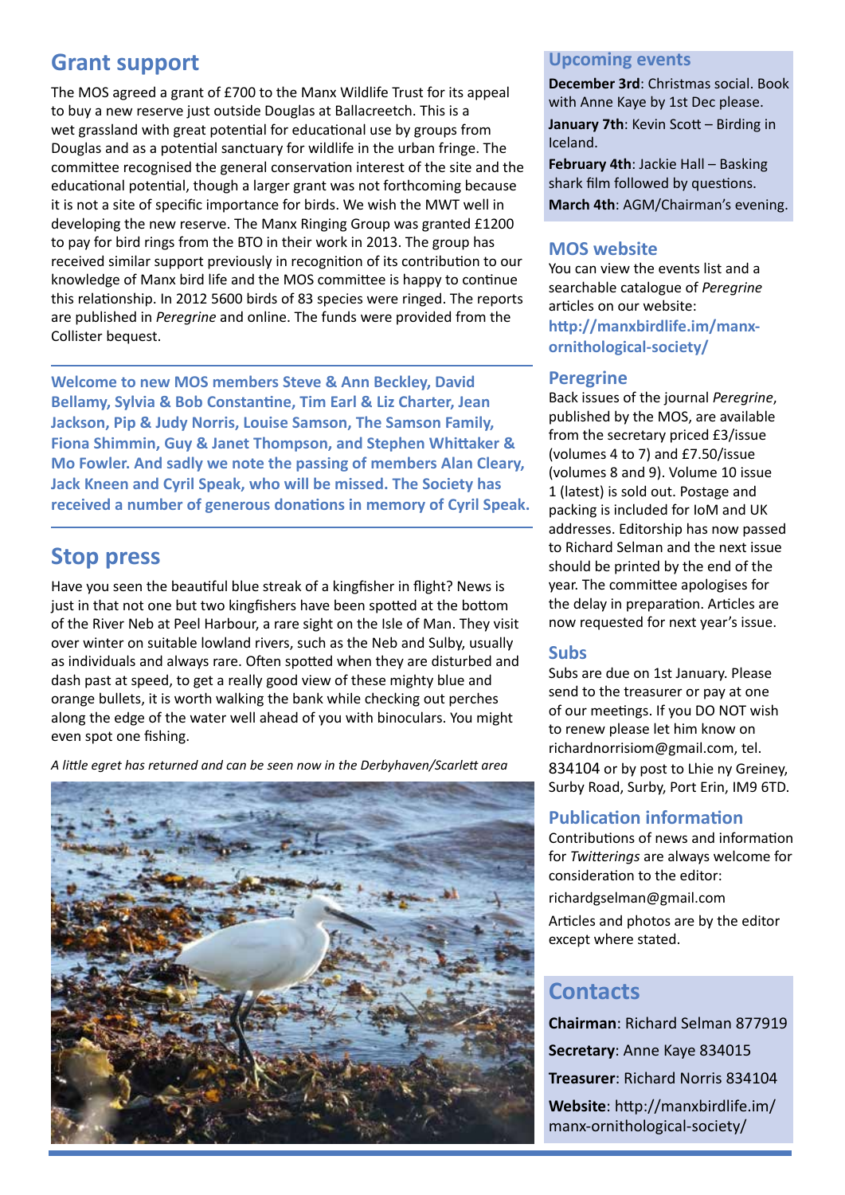## Grant support

The MOS agreed a grant of £700 to the Manx Wildlife Trust for its appeal to buy a new reserve just outside Douglas at Ballacreetch. This is a wet grassland with great potential for educational use by groups from Douglas and as a potential sanctuary for wildlife in the urban fringe. The committee recognised the general conservation interest of the site and the educational potential, though a larger grant was not forthcoming because it is not a site of specific importance for birds. We wish the MWT well in developing the new reserve. The Manx Ringing Group was granted £1200 to pay for bird rings from the BTO in their work in 2013. The group has received similar support previously in recognition of its contribution to our knowledge of Manx bird life and the MOS committee is happy to continue this relationship. In 2012 5600 birds of 83 species were ringed. The reports are published in *Peregrine* and online. The funds were provided from the Collister bequest.

**Welcome to new MOS members Steve & Ann Beckley, David Bellamy, Sylvia & Bob Constantine, Tim Earl & Liz Charter, Jean Jackson, Pip & Judy Norris, Louise Samson, The Samson Family, Fiona Shimmin, Guy & Janet Thompson, and Stephen Whittaker & Mo Fowler. And sadly we note the passing of members Alan Cleary, Jack Kneen and Cyril Speak, who will be missed. The Society has received a number of generous donations in memory of Cyril Speak.**

## Stop press

Have you seen the beautiful blue streak of a kingfisher in flight? News is just in that not one but two kingfishers have been spotted at the bottom of the River Neb at Peel Harbour, a rare sight on the Isle of Man. They visit over winter on suitable lowland rivers, such as the Neb and Sulby, usually as individuals and always rare. Often spotted when they are disturbed and dash past at speed, to get a really good view of these mighty blue and orange bullets, it is worth walking the bank while checking out perches along the edge of the water well ahead of you with binoculars. You might even spot one fishing.

*A little egret has returned and can be seen now in the Derbyhaven/Scarlett area*

## Upcoming events

**December 3rd**: Christmas social. Book with Anne Kaye by 1st Dec please.

**January 7th**: Kevin Scott – Birding in Iceland.

**February 4th**: Jackie Hall – Basking shark film followed by questions.

**March 4th**: AGM/Chairman's evening.

## MOS website

You can view the events list and a searchable catalogue of *Peregrine* articles on our website: **http://manxbirdlife.im/manx-ornithological-society/**

## Peregrine

Back issues of the journal *Peregrine*, published by the MOS, are available from the secretary priced £3/issue (volumes 4 to 7) and £7.50/issue (volumes 8 and 9). Volume 10 issue 1 (latest) is sold out. Postage and packing is included for IoM and UK addresses. Editorship has now passed to Richard Selman and the next issue should be printed by the end of the year. The committee apologises for the delay in preparation. Articles are now requested for next year's issue.

## Subs

Subs are due on 1st January. Please send to the treasurer or pay at one of our meetings. If you DO NOT wish to renew please let him know on richardnorrisiom@gmail.com, tel. 834104 or by post to Lhie ny Greiney, Surby Road, Surby, Port Erin, IM9 6TD.

## Publication information

Contributions of news and information for *Twitterings* are always welcome for consideration to the editor:

richardgselman@gmail.com

Articles and photos are by the editor except where stated.

## Contacts

**Chairman**: Richard Selman 877919

**Secretary**: Anne Kaye 834015

**Treasurer**: Richard Norris 834104

**Website**: http://manxbirdlife.im/manx-ornithological-society/